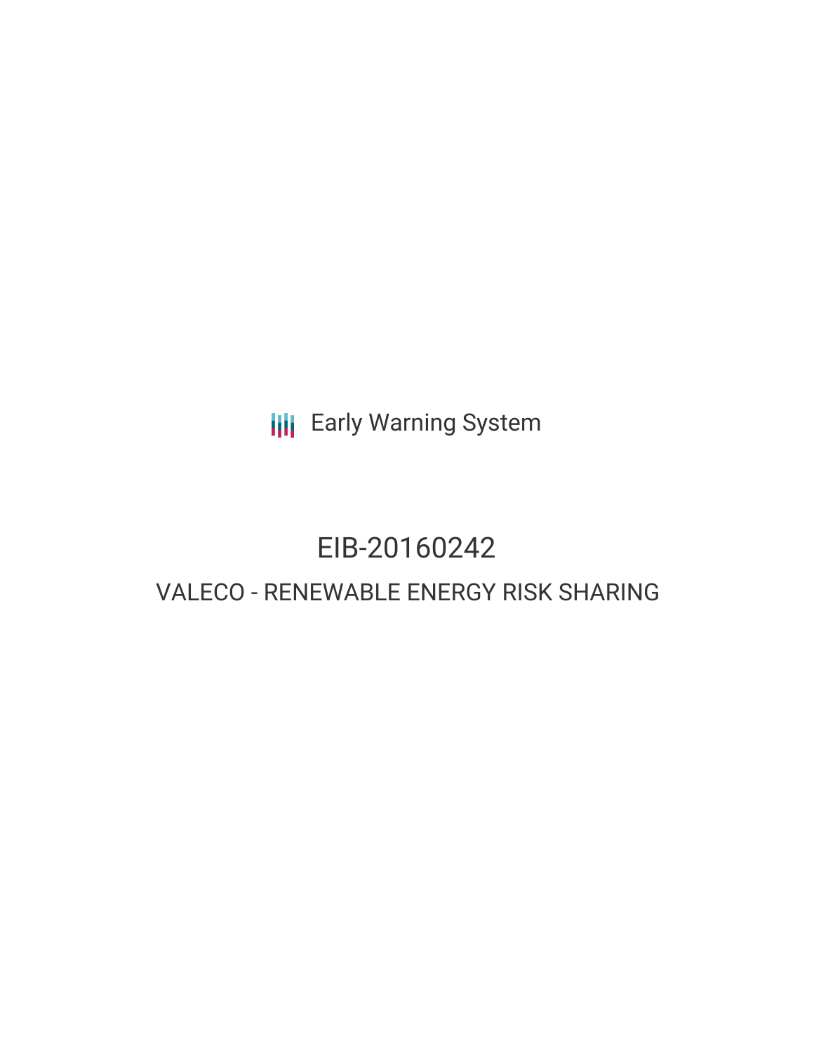Early Warning System

# EIB-20160242

## VALECO - RENEWABLE ENERGY RISK SHARING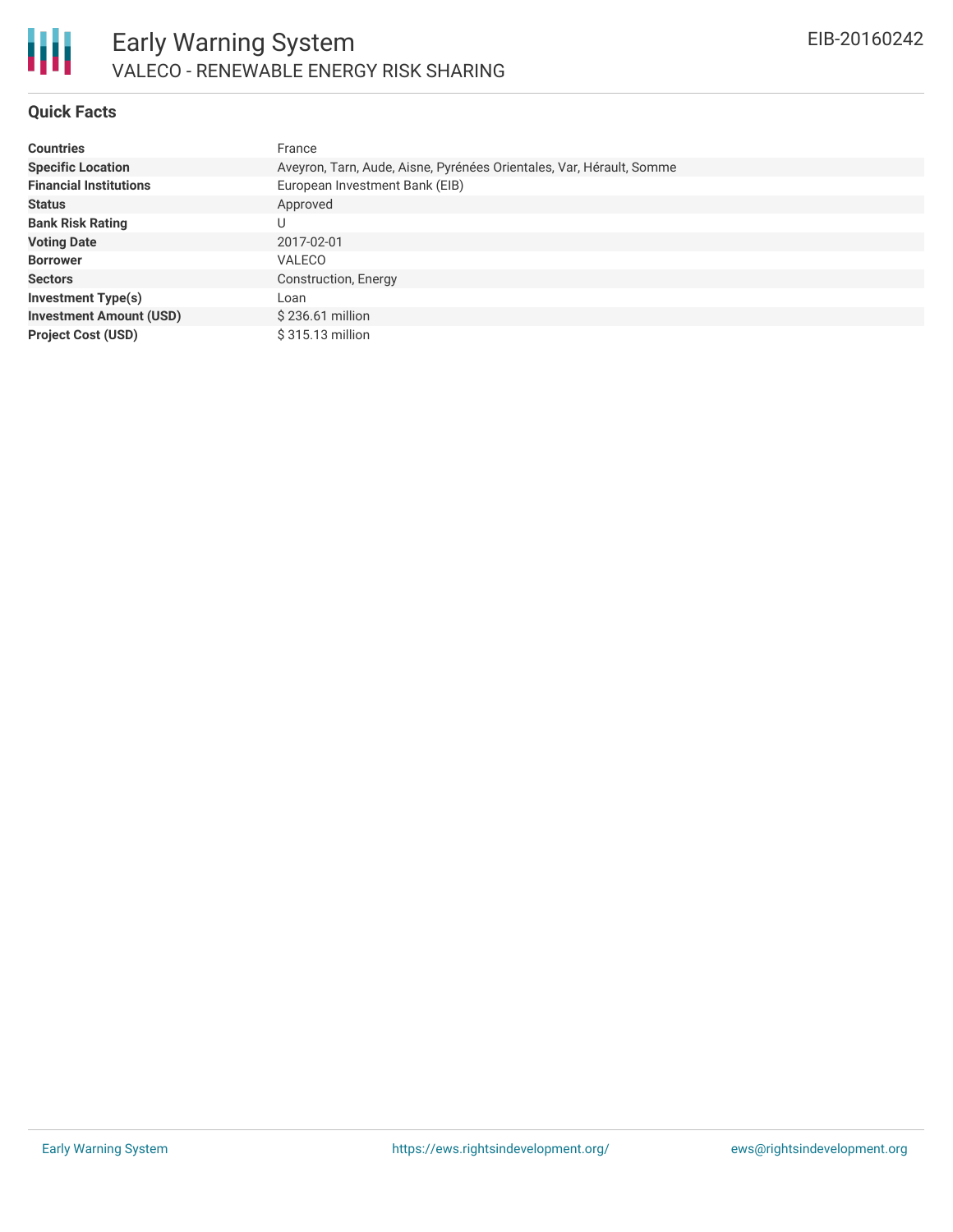# Early Warning System

## VALECO - RENEWABLE ENERGY RISK SHARING

EIB-20160242

### Quick Facts

| | |
|---|---|
| **Countries** | France |
| **Specific Location** | Aveyron, Tarn, Aude, Aisne, Pyrénées Orientales, Var, Hérault, Somme |
| **Financial Institutions** | European Investment Bank (EIB) |
| **Status** | Approved |
| **Bank Risk Rating** | U |
| **Voting Date** | 2017-02-01 |
| **Borrower** | VALECO |
| **Sectors** | Construction, Energy |
| **Investment Type(s)** | Loan |
| **Investment Amount (USD)** | $ 236.61 million |
| **Project Cost (USD)** | $ 315.13 million |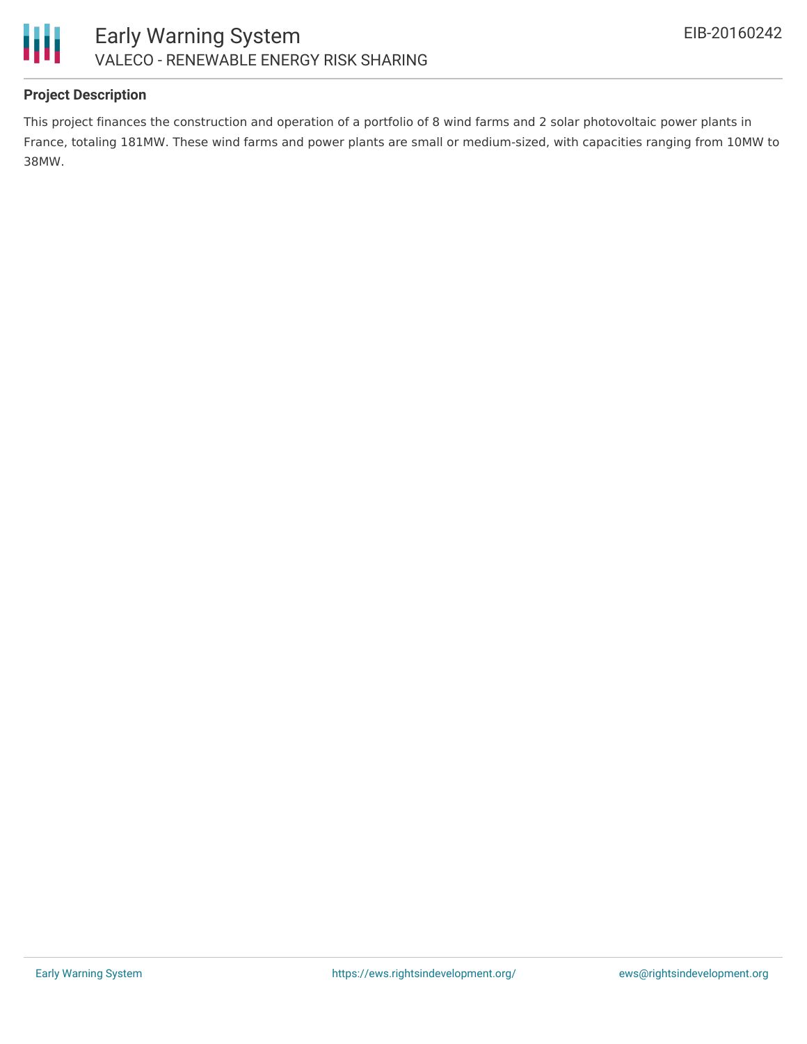### Project Description

This project finances the construction and operation of a portfolio of 8 wind farms and 2 solar photovoltaic power plants in France, totaling 181MW. These wind farms and power plants are small or medium-sized, with capacities ranging from 10MW to 38MW.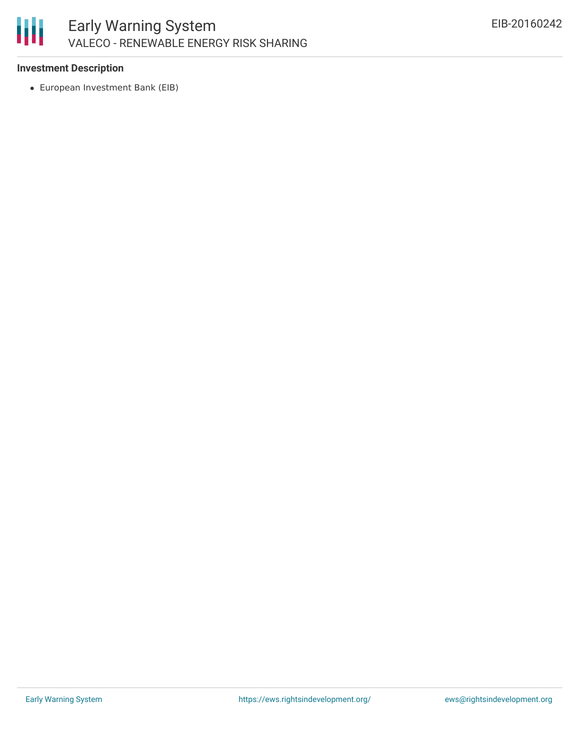**Investment Description**

- European Investment Bank (EIB)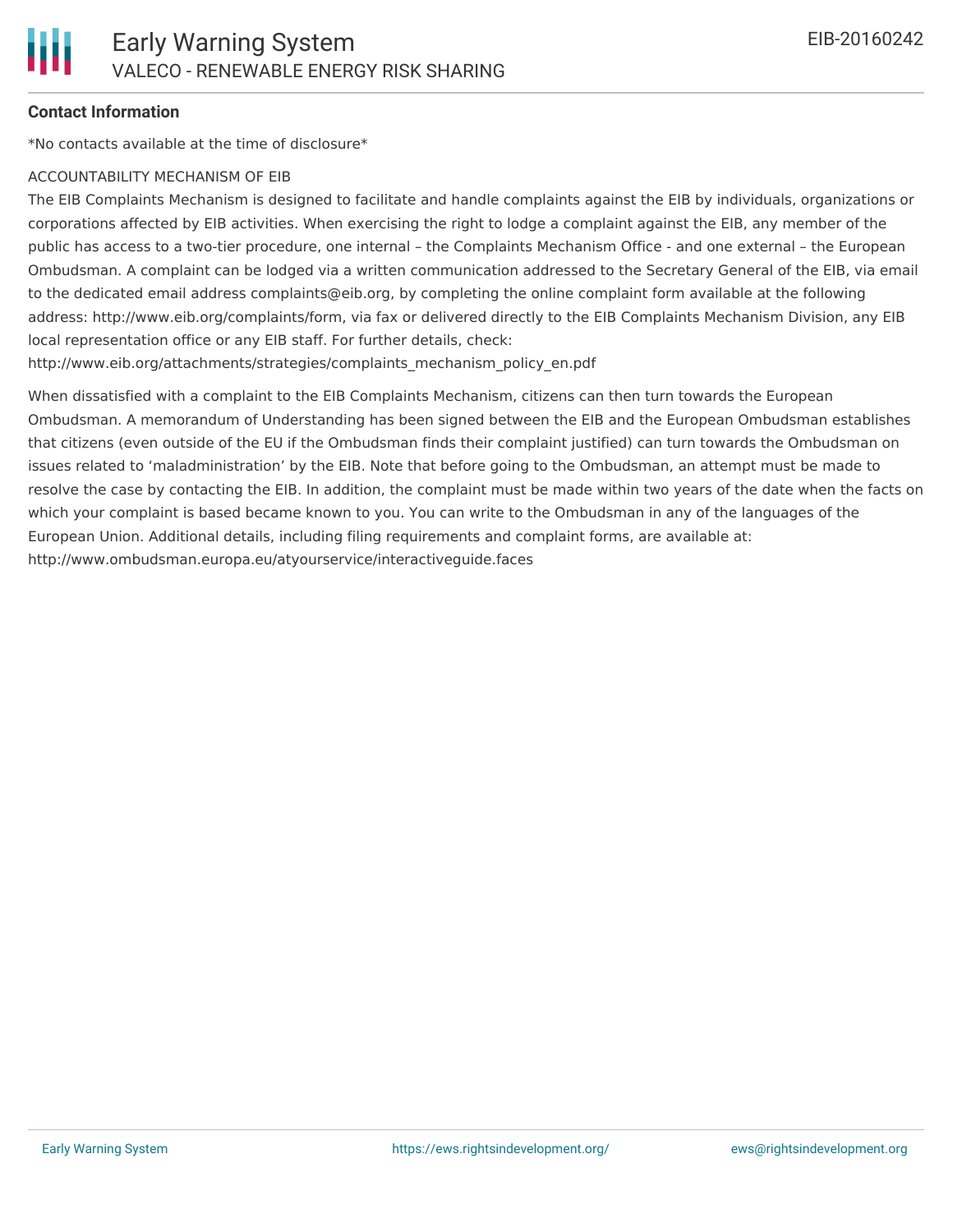### Contact Information

*No contacts available at the time of disclosure*

ACCOUNTABILITY MECHANISM OF EIB

The EIB Complaints Mechanism is designed to facilitate and handle complaints against the EIB by individuals, organizations or corporations affected by EIB activities. When exercising the right to lodge a complaint against the EIB, any member of the public has access to a two-tier procedure, one internal – the Complaints Mechanism Office - and one external – the European Ombudsman. A complaint can be lodged via a written communication addressed to the Secretary General of the EIB, via email to the dedicated email address complaints@eib.org, by completing the online complaint form available at the following address: http://www.eib.org/complaints/form, via fax or delivered directly to the EIB Complaints Mechanism Division, any EIB local representation office or any EIB staff. For further details, check: http://www.eib.org/attachments/strategies/complaints_mechanism_policy_en.pdf

When dissatisfied with a complaint to the EIB Complaints Mechanism, citizens can then turn towards the European Ombudsman. A memorandum of Understanding has been signed between the EIB and the European Ombudsman establishes that citizens (even outside of the EU if the Ombudsman finds their complaint justified) can turn towards the Ombudsman on issues related to 'maladministration' by the EIB. Note that before going to the Ombudsman, an attempt must be made to resolve the case by contacting the EIB. In addition, the complaint must be made within two years of the date when the facts on which your complaint is based became known to you. You can write to the Ombudsman in any of the languages of the European Union. Additional details, including filing requirements and complaint forms, are available at: http://www.ombudsman.europa.eu/atyourservice/interactiveguide.faces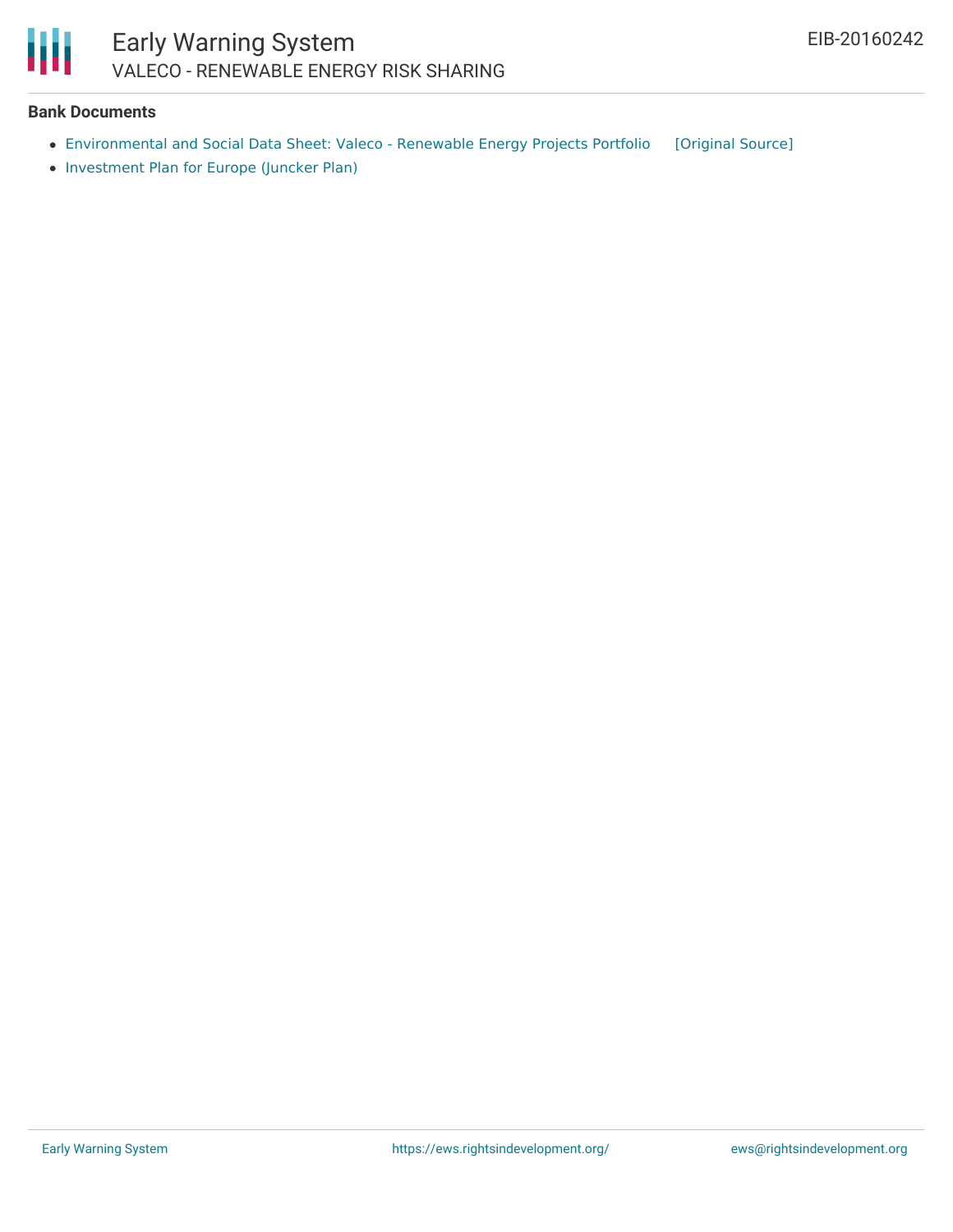**Bank Documents**

- Environmental and Social Data Sheet: Valeco - Renewable Energy Projects Portfolio [Original Source]
- Investment Plan for Europe (Juncker Plan)